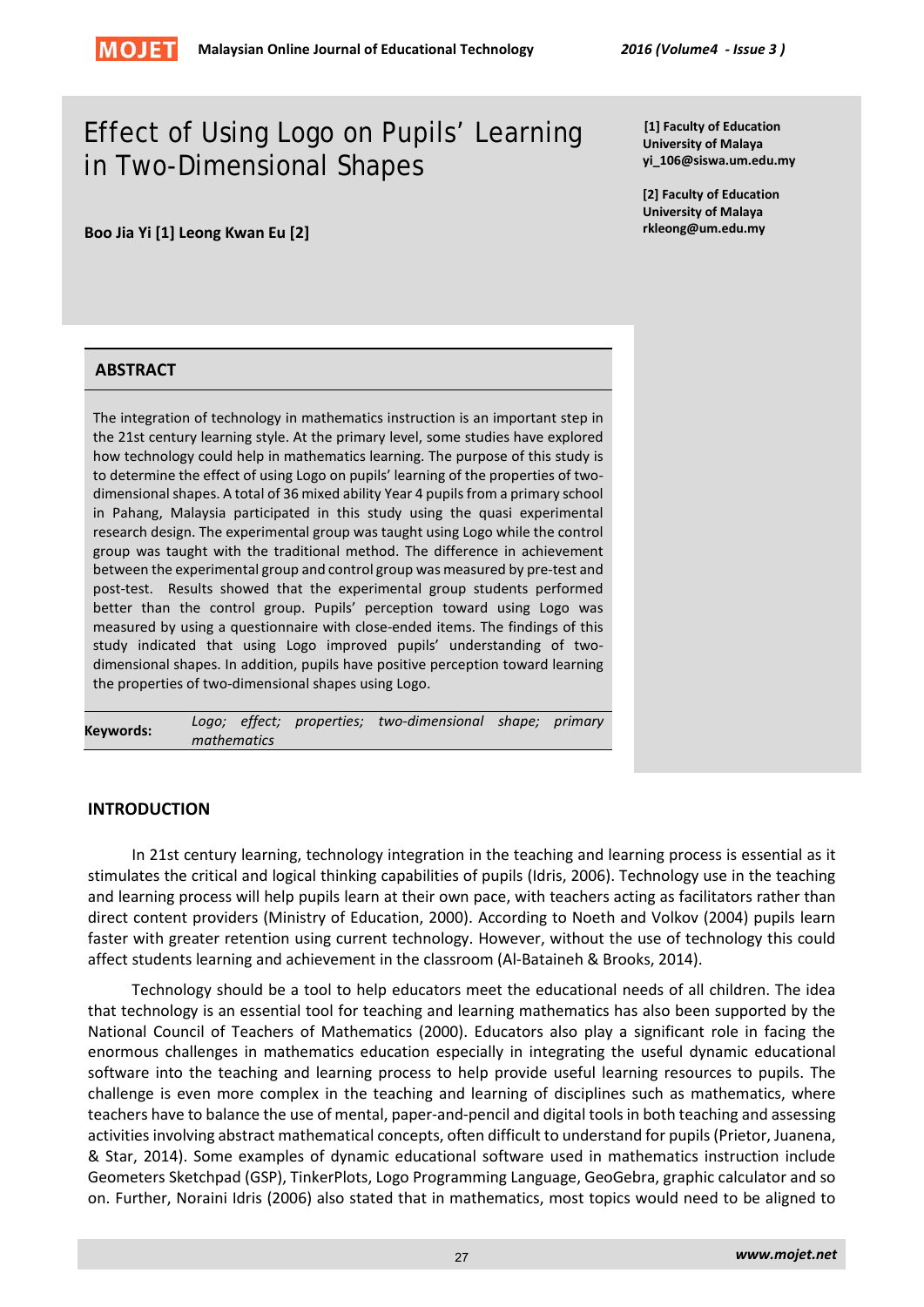# Effect of Using Logo on Pupils' Learning in Two-Dimensional Shapes

**Boo Jia Yi [1] Leong Kwan Eu [2]**

**[1] Faculty of Education University of Malaya yi_106@siswa.um.edu.my**

**[2] Faculty of Education University of Malaya rkleong@um.edu.my**

## ABSTRACT

The integration of technology in mathematics instruction is an important step in the 21st century learning style. At the primary level, some studies have explored how technology could help in mathematics learning. The purpose of this study is to determine the effect of using Logo on pupils' learning of the properties of two-dimensional shapes. A total of 36 mixed ability Year 4 pupils from a primary school in Pahang, Malaysia participated in this study using the quasi experimental research design. The experimental group was taught using Logo while the control group was taught with the traditional method. The difference in achievement between the experimental group and control group was measured by pre-test and post-test. Results showed that the experimental group students performed better than the control group. Pupils' perception toward using Logo was measured by using a questionnaire with close-ended items. The findings of this study indicated that using Logo improved pupils' understanding of two-dimensional shapes. In addition, pupils have positive perception toward learning the properties of two-dimensional shapes using Logo.

**Keywords:** *Logo; effect; properties; two-dimensional shape; primary mathematics*

## INTRODUCTION

In 21st century learning, technology integration in the teaching and learning process is essential as it stimulates the critical and logical thinking capabilities of pupils (Idris, 2006). Technology use in the teaching and learning process will help pupils learn at their own pace, with teachers acting as facilitators rather than direct content providers (Ministry of Education, 2000). According to Noeth and Volkov (2004) pupils learn faster with greater retention using current technology. However, without the use of technology this could affect students learning and achievement in the classroom (Al-Bataineh & Brooks, 2014).

Technology should be a tool to help educators meet the educational needs of all children. The idea that technology is an essential tool for teaching and learning mathematics has also been supported by the National Council of Teachers of Mathematics (2000). Educators also play a significant role in facing the enormous challenges in mathematics education especially in integrating the useful dynamic educational software into the teaching and learning process to help provide useful learning resources to pupils. The challenge is even more complex in the teaching and learning of disciplines such as mathematics, where teachers have to balance the use of mental, paper-and-pencil and digital tools in both teaching and assessing activities involving abstract mathematical concepts, often difficult to understand for pupils (Prietor, Juanena, & Star, 2014). Some examples of dynamic educational software used in mathematics instruction include Geometers Sketchpad (GSP), TinkerPlots, Logo Programming Language, GeoGebra, graphic calculator and so on. Further, Noraini Idris (2006) also stated that in mathematics, most topics would need to be aligned to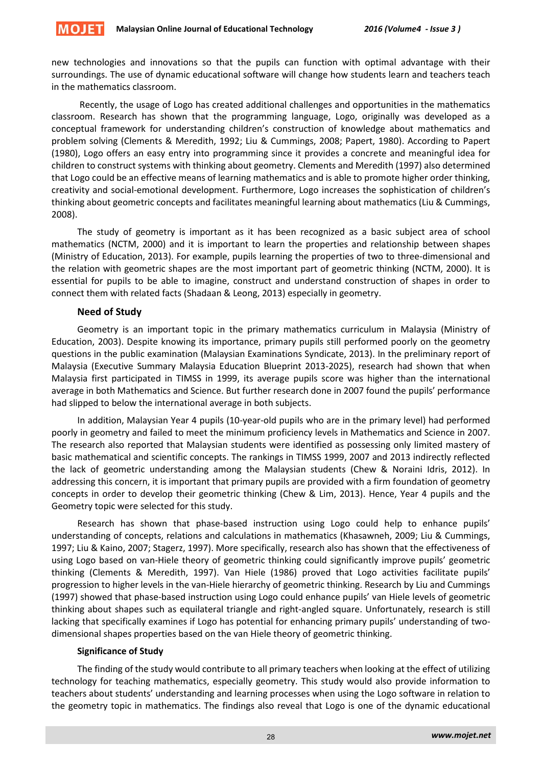new technologies and innovations so that the pupils can function with optimal advantage with their surroundings. The use of dynamic educational software will change how students learn and teachers teach in the mathematics classroom.

Recently, the usage of Logo has created additional challenges and opportunities in the mathematics classroom. Research has shown that the programming language, Logo, originally was developed as a conceptual framework for understanding children's construction of knowledge about mathematics and problem solving (Clements & Meredith, 1992; Liu & Cummings, 2008; Papert, 1980). According to Papert (1980), Logo offers an easy entry into programming since it provides a concrete and meaningful idea for children to construct systems with thinking about geometry. Clements and Meredith (1997) also determined that Logo could be an effective means of learning mathematics and is able to promote higher order thinking, creativity and social-emotional development. Furthermore, Logo increases the sophistication of children's thinking about geometric concepts and facilitates meaningful learning about mathematics (Liu & Cummings, 2008).

The study of geometry is important as it has been recognized as a basic subject area of school mathematics (NCTM, 2000) and it is important to learn the properties and relationship between shapes (Ministry of Education, 2013). For example, pupils learning the properties of two to three-dimensional and the relation with geometric shapes are the most important part of geometric thinking (NCTM, 2000). It is essential for pupils to be able to imagine, construct and understand construction of shapes in order to connect them with related facts (Shadaan & Leong, 2013) especially in geometry.

## Need of Study

Geometry is an important topic in the primary mathematics curriculum in Malaysia (Ministry of Education, 2003). Despite knowing its importance, primary pupils still performed poorly on the geometry questions in the public examination (Malaysian Examinations Syndicate, 2013). In the preliminary report of Malaysia (Executive Summary Malaysia Education Blueprint 2013-2025), research had shown that when Malaysia first participated in TIMSS in 1999, its average pupils score was higher than the international average in both Mathematics and Science. But further research done in 2007 found the pupils' performance had slipped to below the international average in both subjects.

In addition, Malaysian Year 4 pupils (10-year-old pupils who are in the primary level) had performed poorly in geometry and failed to meet the minimum proficiency levels in Mathematics and Science in 2007. The research also reported that Malaysian students were identified as possessing only limited mastery of basic mathematical and scientific concepts. The rankings in TIMSS 1999, 2007 and 2013 indirectly reflected the lack of geometric understanding among the Malaysian students (Chew & Noraini Idris, 2012). In addressing this concern, it is important that primary pupils are provided with a firm foundation of geometry concepts in order to develop their geometric thinking (Chew & Lim, 2013). Hence, Year 4 pupils and the Geometry topic were selected for this study.

Research has shown that phase-based instruction using Logo could help to enhance pupils' understanding of concepts, relations and calculations in mathematics (Khasawneh, 2009; Liu & Cummings, 1997; Liu & Kaino, 2007; Stagerz, 1997). More specifically, research also has shown that the effectiveness of using Logo based on van-Hiele theory of geometric thinking could significantly improve pupils' geometric thinking (Clements & Meredith, 1997). Van Hiele (1986) proved that Logo activities facilitate pupils' progression to higher levels in the van-Hiele hierarchy of geometric thinking. Research by Liu and Cummings (1997) showed that phase-based instruction using Logo could enhance pupils' van Hiele levels of geometric thinking about shapes such as equilateral triangle and right-angled square. Unfortunately, research is still lacking that specifically examines if Logo has potential for enhancing primary pupils' understanding of two-dimensional shapes properties based on the van Hiele theory of geometric thinking.

### Significance of Study

The finding of the study would contribute to all primary teachers when looking at the effect of utilizing technology for teaching mathematics, especially geometry. This study would also provide information to teachers about students' understanding and learning processes when using the Logo software in relation to the geometry topic in mathematics. The findings also reveal that Logo is one of the dynamic educational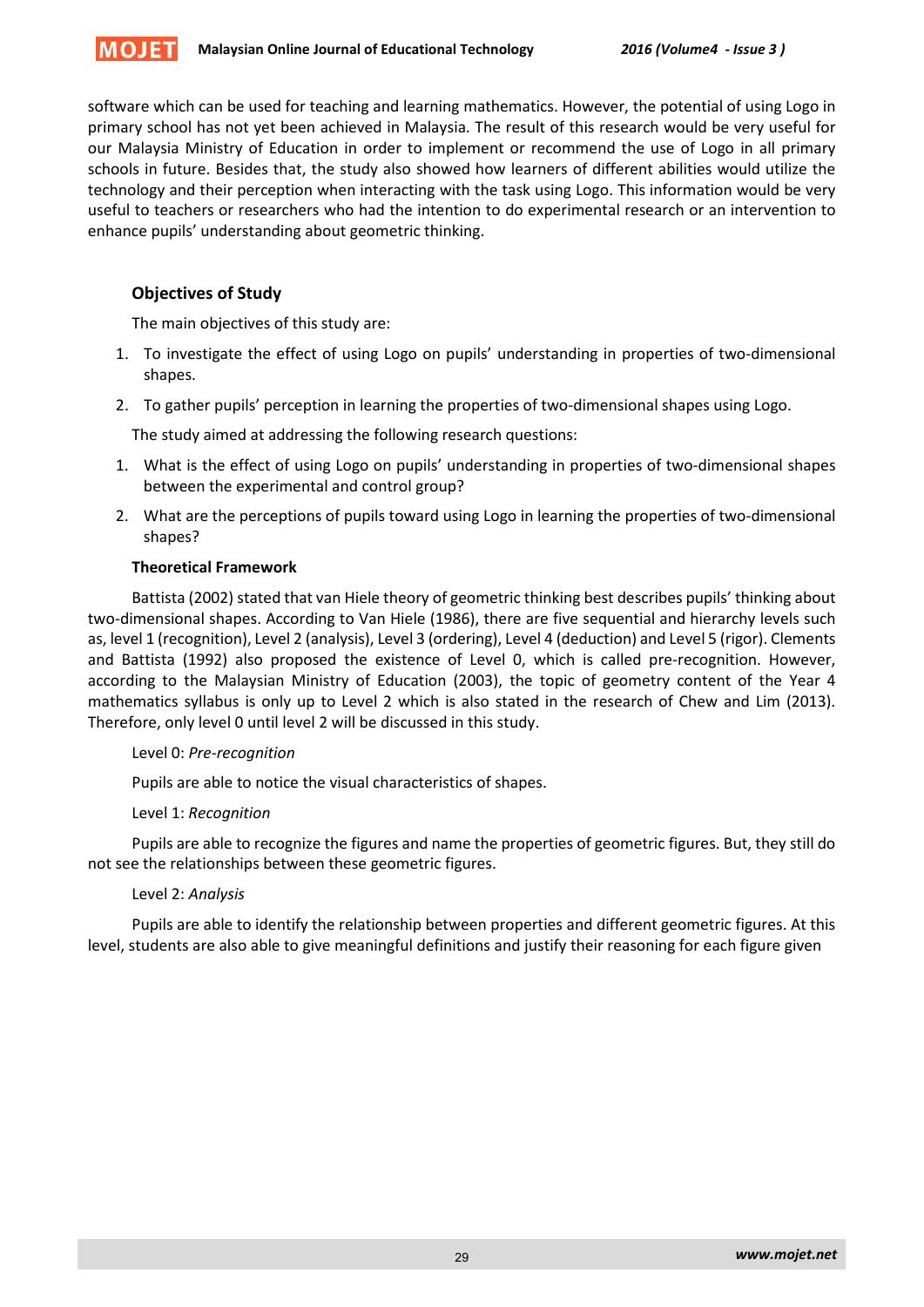software which can be used for teaching and learning mathematics. However, the potential of using Logo in primary school has not yet been achieved in Malaysia. The result of this research would be very useful for our Malaysia Ministry of Education in order to implement or recommend the use of Logo in all primary schools in future. Besides that, the study also showed how learners of different abilities would utilize the technology and their perception when interacting with the task using Logo. This information would be very useful to teachers or researchers who had the intention to do experimental research or an intervention to enhance pupils' understanding about geometric thinking.

## Objectives of Study

The main objectives of this study are:

1. To investigate the effect of using Logo on pupils' understanding in properties of two-dimensional shapes.
2. To gather pupils' perception in learning the properties of two-dimensional shapes using Logo.

The study aimed at addressing the following research questions:

1. What is the effect of using Logo on pupils' understanding in properties of two-dimensional shapes between the experimental and control group?
2. What are the perceptions of pupils toward using Logo in learning the properties of two-dimensional shapes?

### Theoretical Framework

Battista (2002) stated that van Hiele theory of geometric thinking best describes pupils' thinking about two-dimensional shapes. According to Van Hiele (1986), there are five sequential and hierarchy levels such as, level 1 (recognition), Level 2 (analysis), Level 3 (ordering), Level 4 (deduction) and Level 5 (rigor). Clements and Battista (1992) also proposed the existence of Level 0, which is called pre-recognition. However, according to the Malaysian Ministry of Education (2003), the topic of geometry content of the Year 4 mathematics syllabus is only up to Level 2 which is also stated in the research of Chew and Lim (2013). Therefore, only level 0 until level 2 will be discussed in this study.

Level 0: *Pre-recognition*

Pupils are able to notice the visual characteristics of shapes.

Level 1: *Recognition*

Pupils are able to recognize the figures and name the properties of geometric figures. But, they still do not see the relationships between these geometric figures.

Level 2: *Analysis*

Pupils are able to identify the relationship between properties and different geometric figures. At this level, students are also able to give meaningful definitions and justify their reasoning for each figure given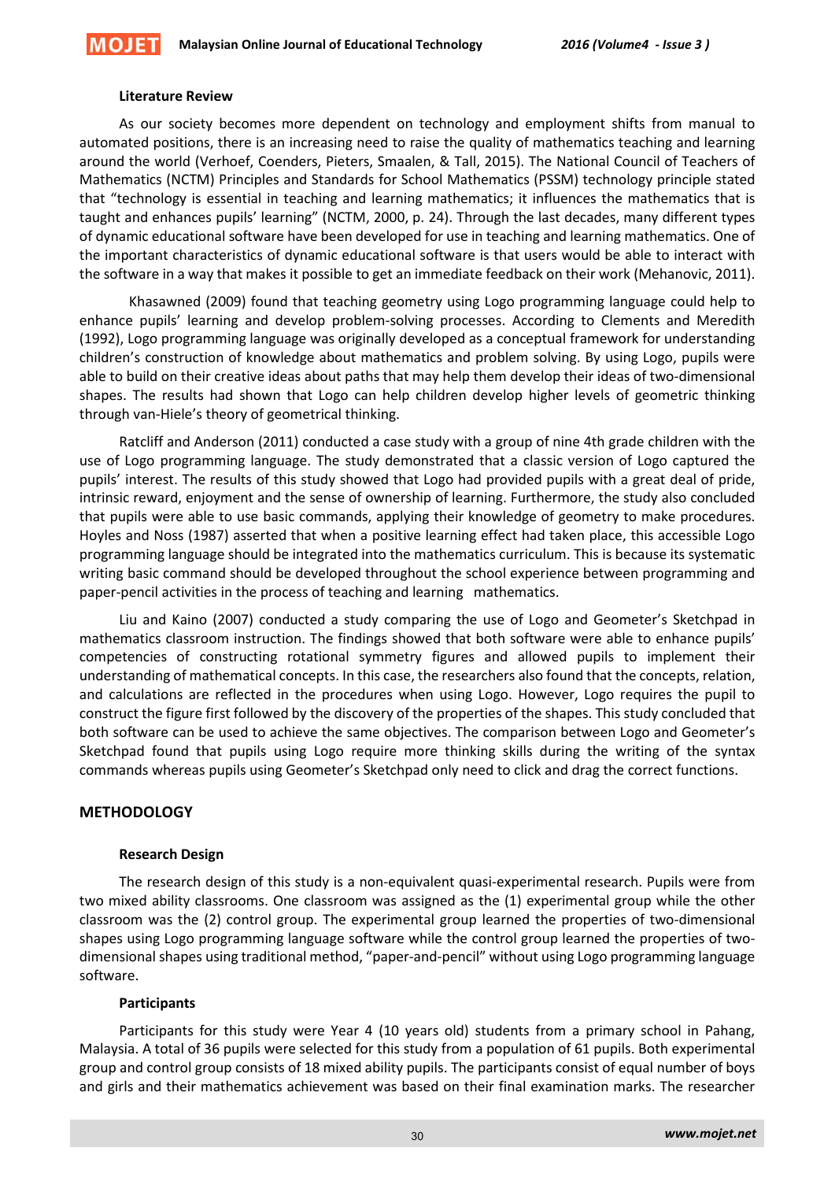### Literature Review

As our society becomes more dependent on technology and employment shifts from manual to automated positions, there is an increasing need to raise the quality of mathematics teaching and learning around the world (Verhoef, Coenders, Pieters, Smaalen, & Tall, 2015). The National Council of Teachers of Mathematics (NCTM) Principles and Standards for School Mathematics (PSSM) technology principle stated that "technology is essential in teaching and learning mathematics; it influences the mathematics that is taught and enhances pupils' learning" (NCTM, 2000, p. 24). Through the last decades, many different types of dynamic educational software have been developed for use in teaching and learning mathematics. One of the important characteristics of dynamic educational software is that users would be able to interact with the software in a way that makes it possible to get an immediate feedback on their work (Mehanovic, 2011).

Khasawned (2009) found that teaching geometry using Logo programming language could help to enhance pupils' learning and develop problem-solving processes. According to Clements and Meredith (1992), Logo programming language was originally developed as a conceptual framework for understanding children's construction of knowledge about mathematics and problem solving. By using Logo, pupils were able to build on their creative ideas about paths that may help them develop their ideas of two-dimensional shapes. The results had shown that Logo can help children develop higher levels of geometric thinking through van-Hiele's theory of geometrical thinking.

Ratcliff and Anderson (2011) conducted a case study with a group of nine 4th grade children with the use of Logo programming language. The study demonstrated that a classic version of Logo captured the pupils' interest. The results of this study showed that Logo had provided pupils with a great deal of pride, intrinsic reward, enjoyment and the sense of ownership of learning. Furthermore, the study also concluded that pupils were able to use basic commands, applying their knowledge of geometry to make procedures. Hoyles and Noss (1987) asserted that when a positive learning effect had taken place, this accessible Logo programming language should be integrated into the mathematics curriculum. This is because its systematic writing basic command should be developed throughout the school experience between programming and paper-pencil activities in the process of teaching and learning mathematics.

Liu and Kaino (2007) conducted a study comparing the use of Logo and Geometer's Sketchpad in mathematics classroom instruction. The findings showed that both software were able to enhance pupils' competencies of constructing rotational symmetry figures and allowed pupils to implement their understanding of mathematical concepts. In this case, the researchers also found that the concepts, relation, and calculations are reflected in the procedures when using Logo. However, Logo requires the pupil to construct the figure first followed by the discovery of the properties of the shapes. This study concluded that both software can be used to achieve the same objectives. The comparison between Logo and Geometer's Sketchpad found that pupils using Logo require more thinking skills during the writing of the syntax commands whereas pupils using Geometer's Sketchpad only need to click and drag the correct functions.

## METHODOLOGY

### Research Design

The research design of this study is a non-equivalent quasi-experimental research. Pupils were from two mixed ability classrooms. One classroom was assigned as the (1) experimental group while the other classroom was the (2) control group. The experimental group learned the properties of two-dimensional shapes using Logo programming language software while the control group learned the properties of two-dimensional shapes using traditional method, "paper-and-pencil" without using Logo programming language software.

### Participants

Participants for this study were Year 4 (10 years old) students from a primary school in Pahang, Malaysia. A total of 36 pupils were selected for this study from a population of 61 pupils. Both experimental group and control group consists of 18 mixed ability pupils. The participants consist of equal number of boys and girls and their mathematics achievement was based on their final examination marks. The researcher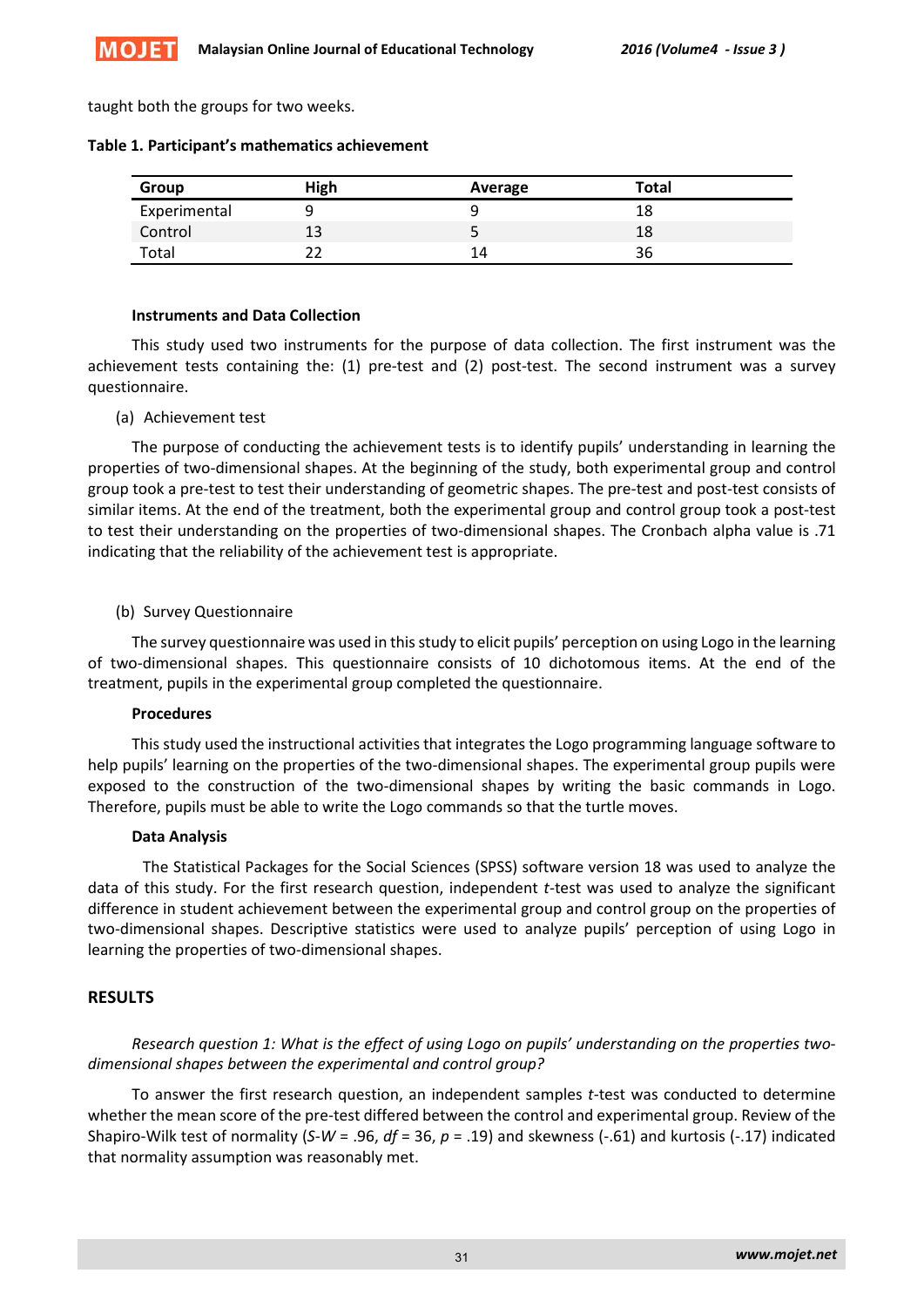taught both the groups for two weeks.

**Table 1. Participant's mathematics achievement**

| Group | High | Average | Total |
|---|---|---|---|
| Experimental | 9 | 9 | 18 |
| Control | 13 | 5 | 18 |
| Total | 22 | 14 | 36 |

**Instruments and Data Collection**

This study used two instruments for the purpose of data collection. The first instrument was the achievement tests containing the: (1) pre-test and (2) post-test. The second instrument was a survey questionnaire.

(a) Achievement test

The purpose of conducting the achievement tests is to identify pupils' understanding in learning the properties of two-dimensional shapes. At the beginning of the study, both experimental group and control group took a pre-test to test their understanding of geometric shapes. The pre-test and post-test consists of similar items. At the end of the treatment, both the experimental group and control group took a post-test to test their understanding on the properties of two-dimensional shapes. The Cronbach alpha value is .71 indicating that the reliability of the achievement test is appropriate.

(b) Survey Questionnaire

The survey questionnaire was used in this study to elicit pupils' perception on using Logo in the learning of two-dimensional shapes. This questionnaire consists of 10 dichotomous items. At the end of the treatment, pupils in the experimental group completed the questionnaire.

**Procedures**

This study used the instructional activities that integrates the Logo programming language software to help pupils' learning on the properties of the two-dimensional shapes. The experimental group pupils were exposed to the construction of the two-dimensional shapes by writing the basic commands in Logo. Therefore, pupils must be able to write the Logo commands so that the turtle moves.

**Data Analysis**

The Statistical Packages for the Social Sciences (SPSS) software version 18 was used to analyze the data of this study. For the first research question, independent *t*-test was used to analyze the significant difference in student achievement between the experimental group and control group on the properties of two-dimensional shapes. Descriptive statistics were used to analyze pupils' perception of using Logo in learning the properties of two-dimensional shapes.

## RESULTS

*Research question 1: What is the effect of using Logo on pupils' understanding on the properties two-dimensional shapes between the experimental and control group?*

To answer the first research question, an independent samples *t*-test was conducted to determine whether the mean score of the pre-test differed between the control and experimental group. Review of the Shapiro-Wilk test of normality ($S\text{-}W = .96$, $df = 36$, $p = .19$) and skewness (-.61) and kurtosis (-.17) indicated that normality assumption was reasonably met.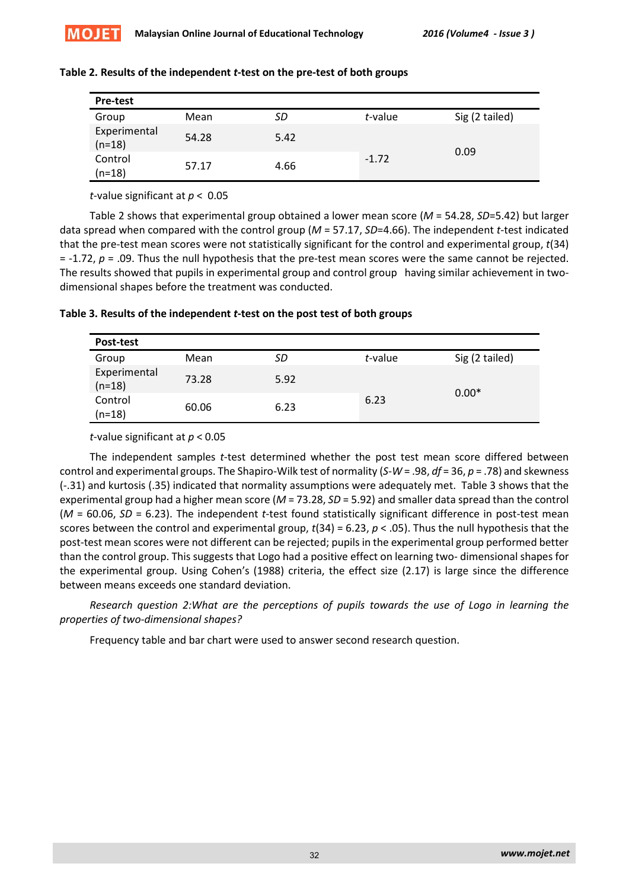**Table 2. Results of the independent *t*-test on the pre-test of both groups**

| Pre-test | | | | |
|---|---|---|---|---|
| Group | Mean | *SD* | *t*-value | Sig (2 tailed) |
| Experimental (n=18) | 54.28 | 5.42 | -1.72 | 0.09 |
| Control (n=18) | 57.17 | 4.66 | | |

*t*-value significant at $p < 0.05$

Table 2 shows that experimental group obtained a lower mean score ($M = 54.28$, $SD$=5.42) but larger data spread when compared with the control group ($M = 57.17$, $SD$=4.66). The independent *t*-test indicated that the pre-test mean scores were not statistically significant for the control and experimental group, $t(34) = -1.72$, $p = .09$. Thus the null hypothesis that the pre-test mean scores were the same cannot be rejected. The results showed that pupils in experimental group and control group having similar achievement in two-dimensional shapes before the treatment was conducted.

**Table 3. Results of the independent *t*-test on the post test of both groups**

| Post-test | | | | |
|---|---|---|---|---|
| Group | Mean | *SD* | *t*-value | Sig (2 tailed) |
| Experimental (n=18) | 73.28 | 5.92 | 6.23 | 0.00* |
| Control (n=18) | 60.06 | 6.23 | | |

*t*-value significant at $p < 0.05$

The independent samples *t*-test determined whether the post test mean score differed between control and experimental groups. The Shapiro-Wilk test of normality ($S\text{-}W = .98$, $df = 36$, $p = .78$) and skewness (-.31) and kurtosis (.35) indicated that normality assumptions were adequately met. Table 3 shows that the experimental group had a higher mean score ($M = 73.28$, $SD = 5.92$) and smaller data spread than the control ($M = 60.06$, $SD = 6.23$). The independent *t*-test found statistically significant difference in post-test mean scores between the control and experimental group, $t(34) = 6.23$, $p < .05$). Thus the null hypothesis that the post-test mean scores were not different can be rejected; pupils in the experimental group performed better than the control group. This suggests that Logo had a positive effect on learning two- dimensional shapes for the experimental group. Using Cohen's (1988) criteria, the effect size (2.17) is large since the difference between means exceeds one standard deviation.

*Research question 2:What are the perceptions of pupils towards the use of Logo in learning the properties of two-dimensional shapes?*

Frequency table and bar chart were used to answer second research question.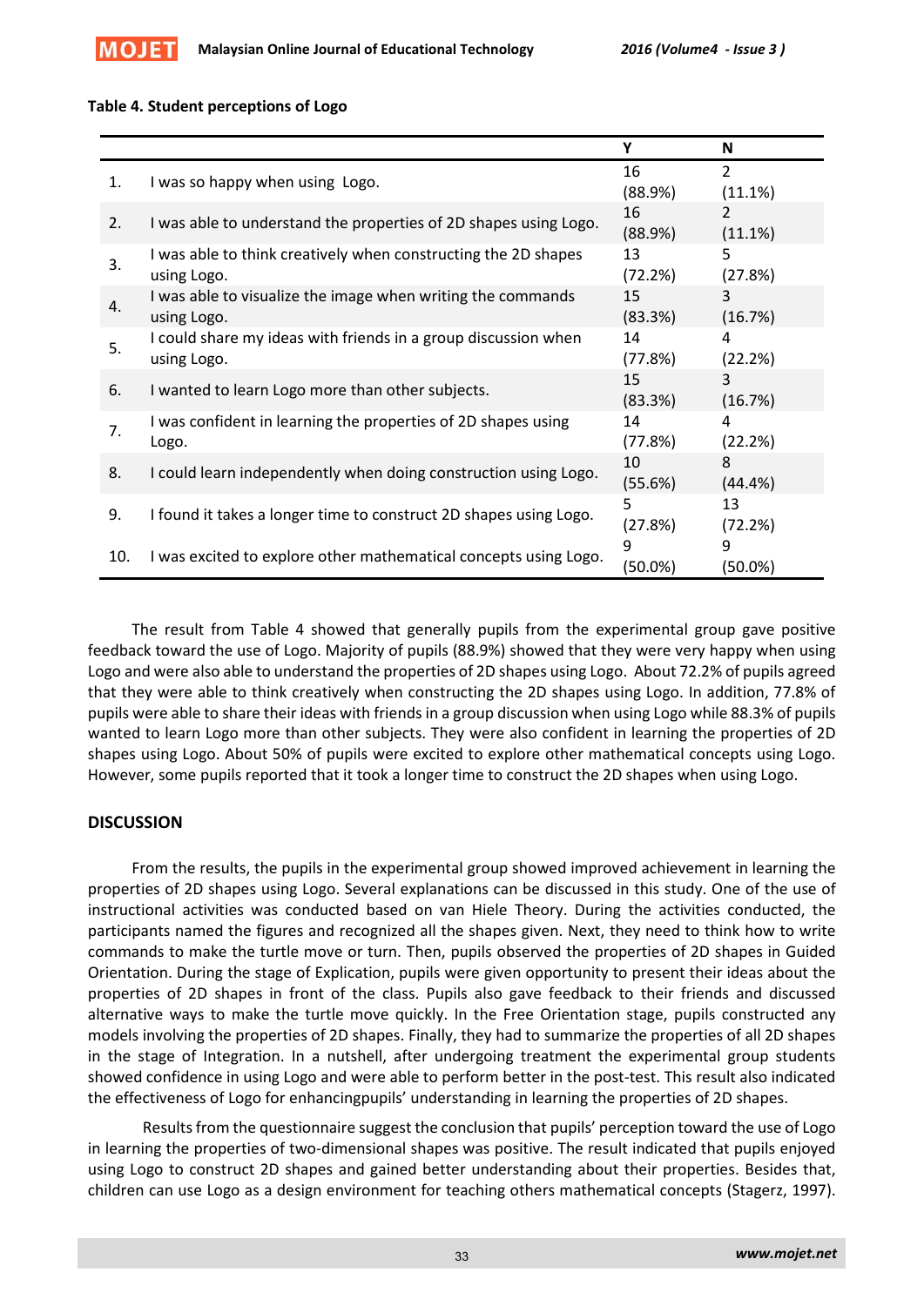**Table 4. Student perceptions of Logo**

| | | Y | N |
|---|---|---|---|
| 1. | I was so happy when using Logo. | 16 (88.9%) | 2 (11.1%) |
| 2. | I was able to understand the properties of 2D shapes using Logo. | 16 (88.9%) | 2 (11.1%) |
| 3. | I was able to think creatively when constructing the 2D shapes using Logo. | 13 (72.2%) | 5 (27.8%) |
| 4. | I was able to visualize the image when writing the commands using Logo. | 15 (83.3%) | 3 (16.7%) |
| 5. | I could share my ideas with friends in a group discussion when using Logo. | 14 (77.8%) | 4 (22.2%) |
| 6. | I wanted to learn Logo more than other subjects. | 15 (83.3%) | 3 (16.7%) |
| 7. | I was confident in learning the properties of 2D shapes using Logo. | 14 (77.8%) | 4 (22.2%) |
| 8. | I could learn independently when doing construction using Logo. | 10 (55.6%) | 8 (44.4%) |
| 9. | I found it takes a longer time to construct 2D shapes using Logo. | 5 (27.8%) | 13 (72.2%) |
| 10. | I was excited to explore other mathematical concepts using Logo. | 9 (50.0%) | 9 (50.0%) |

The result from Table 4 showed that generally pupils from the experimental group gave positive feedback toward the use of Logo. Majority of pupils (88.9%) showed that they were very happy when using Logo and were also able to understand the properties of 2D shapes using Logo. About 72.2% of pupils agreed that they were able to think creatively when constructing the 2D shapes using Logo. In addition, 77.8% of pupils were able to share their ideas with friends in a group discussion when using Logo while 88.3% of pupils wanted to learn Logo more than other subjects. They were also confident in learning the properties of 2D shapes using Logo. About 50% of pupils were excited to explore other mathematical concepts using Logo. However, some pupils reported that it took a longer time to construct the 2D shapes when using Logo.

## DISCUSSION

From the results, the pupils in the experimental group showed improved achievement in learning the properties of 2D shapes using Logo. Several explanations can be discussed in this study. One of the use of instructional activities was conducted based on van Hiele Theory. During the activities conducted, the participants named the figures and recognized all the shapes given. Next, they need to think how to write commands to make the turtle move or turn. Then, pupils observed the properties of 2D shapes in Guided Orientation. During the stage of Explication, pupils were given opportunity to present their ideas about the properties of 2D shapes in front of the class. Pupils also gave feedback to their friends and discussed alternative ways to make the turtle move quickly. In the Free Orientation stage, pupils constructed any models involving the properties of 2D shapes. Finally, they had to summarize the properties of all 2D shapes in the stage of Integration. In a nutshell, after undergoing treatment the experimental group students showed confidence in using Logo and were able to perform better in the post-test. This result also indicated the effectiveness of Logo for enhancingpupils' understanding in learning the properties of 2D shapes.

Results from the questionnaire suggest the conclusion that pupils' perception toward the use of Logo in learning the properties of two-dimensional shapes was positive. The result indicated that pupils enjoyed using Logo to construct 2D shapes and gained better understanding about their properties. Besides that, children can use Logo as a design environment for teaching others mathematical concepts (Stagerz, 1997).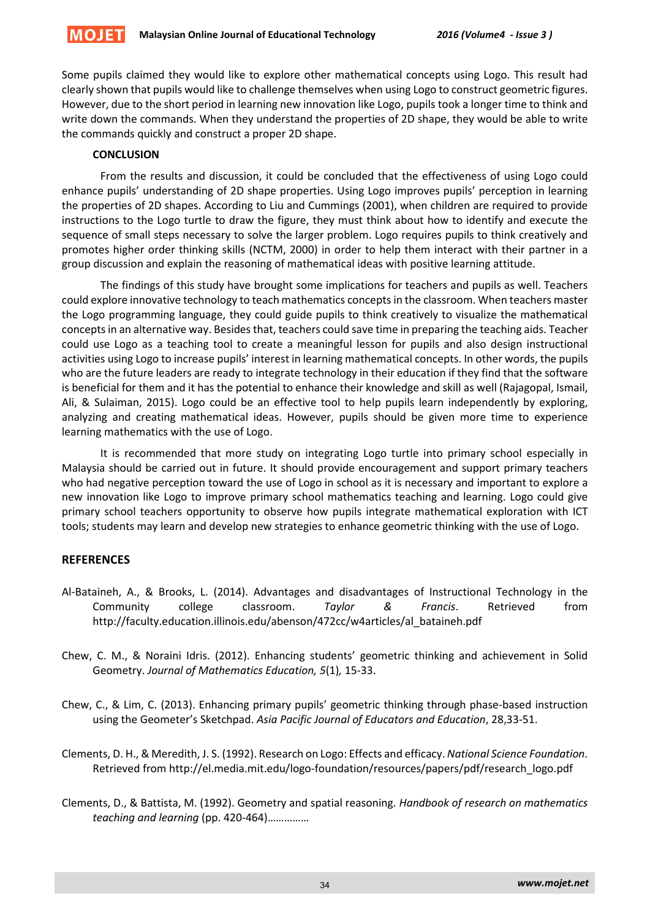Some pupils claimed they would like to explore other mathematical concepts using Logo. This result had clearly shown that pupils would like to challenge themselves when using Logo to construct geometric figures. However, due to the short period in learning new innovation like Logo, pupils took a longer time to think and write down the commands. When they understand the properties of 2D shape, they would be able to write the commands quickly and construct a proper 2D shape.

## CONCLUSION

From the results and discussion, it could be concluded that the effectiveness of using Logo could enhance pupils' understanding of 2D shape properties. Using Logo improves pupils' perception in learning the properties of 2D shapes. According to Liu and Cummings (2001), when children are required to provide instructions to the Logo turtle to draw the figure, they must think about how to identify and execute the sequence of small steps necessary to solve the larger problem. Logo requires pupils to think creatively and promotes higher order thinking skills (NCTM, 2000) in order to help them interact with their partner in a group discussion and explain the reasoning of mathematical ideas with positive learning attitude.

The findings of this study have brought some implications for teachers and pupils as well. Teachers could explore innovative technology to teach mathematics concepts in the classroom. When teachers master the Logo programming language, they could guide pupils to think creatively to visualize the mathematical concepts in an alternative way. Besides that, teachers could save time in preparing the teaching aids. Teacher could use Logo as a teaching tool to create a meaningful lesson for pupils and also design instructional activities using Logo to increase pupils' interest in learning mathematical concepts. In other words, the pupils who are the future leaders are ready to integrate technology in their education if they find that the software is beneficial for them and it has the potential to enhance their knowledge and skill as well (Rajagopal, Ismail, Ali, & Sulaiman, 2015). Logo could be an effective tool to help pupils learn independently by exploring, analyzing and creating mathematical ideas. However, pupils should be given more time to experience learning mathematics with the use of Logo.

It is recommended that more study on integrating Logo turtle into primary school especially in Malaysia should be carried out in future. It should provide encouragement and support primary teachers who had negative perception toward the use of Logo in school as it is necessary and important to explore a new innovation like Logo to improve primary school mathematics teaching and learning. Logo could give primary school teachers opportunity to observe how pupils integrate mathematical exploration with ICT tools; students may learn and develop new strategies to enhance geometric thinking with the use of Logo.

## REFERENCES

Al-Bataineh, A., & Brooks, L. (2014). Advantages and disadvantages of Instructional Technology in the Community college classroom. *Taylor & Francis*. Retrieved from http://faculty.education.illinois.edu/abenson/472cc/w4articles/al_bataineh.pdf

Chew, C. M., & Noraini Idris. (2012). Enhancing students' geometric thinking and achievement in Solid Geometry. *Journal of Mathematics Education, 5*(1), 15-33.

Chew, C., & Lim, C. (2013). Enhancing primary pupils' geometric thinking through phase-based instruction using the Geometer's Sketchpad. *Asia Pacific Journal of Educators and Education*, 28,33-51.

Clements, D. H., & Meredith, J. S. (1992). Research on Logo: Effects and efficacy. *National Science Foundation*. Retrieved from http://el.media.mit.edu/logo-foundation/resources/papers/pdf/research_logo.pdf

Clements, D., & Battista, M. (1992). Geometry and spatial reasoning. *Handbook of research on mathematics teaching and learning* (pp. 420-464)……………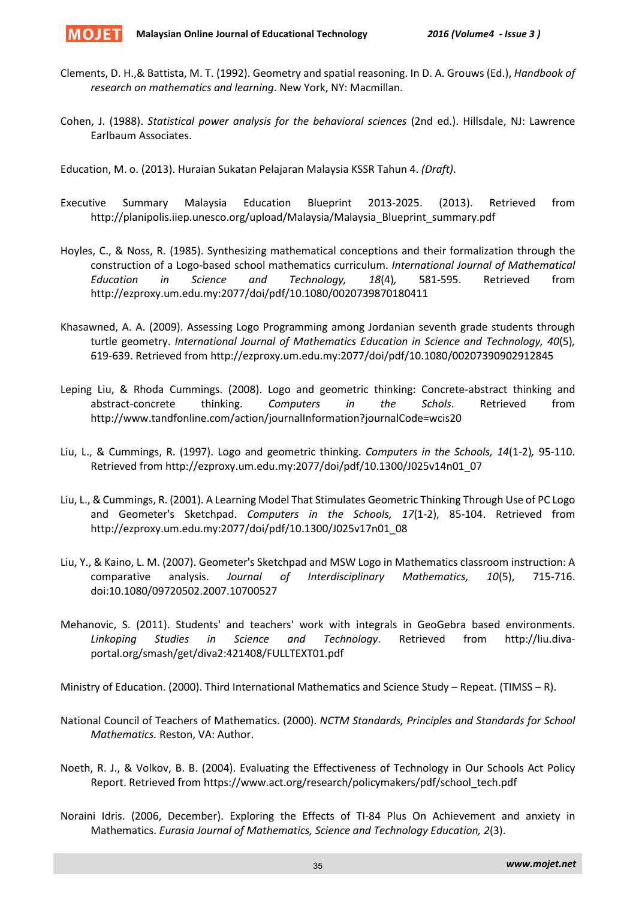Clements, D. H.,& Battista, M. T. (1992). Geometry and spatial reasoning. In D. A. Grouws (Ed.), *Handbook of research on mathematics and learning*. New York, NY: Macmillan.

Cohen, J. (1988). *Statistical power analysis for the behavioral sciences* (2nd ed.). Hillsdale, NJ: Lawrence Earlbaum Associates.

Education, M. o. (2013). Huraian Sukatan Pelajaran Malaysia KSSR Tahun 4. *(Draft)*.

Executive Summary Malaysia Education Blueprint 2013-2025. (2013). Retrieved from http://planipolis.iiep.unesco.org/upload/Malaysia/Malaysia_Blueprint_summary.pdf

Hoyles, C., & Noss, R. (1985). Synthesizing mathematical conceptions and their formalization through the construction of a Logo-based school mathematics curriculum. *International Journal of Mathematical Education in Science and Technology, 18*(4)*,* 581-595. Retrieved from http://ezproxy.um.edu.my:2077/doi/pdf/10.1080/0020739870180411

Khasawned, A. A. (2009). Assessing Logo Programming among Jordanian seventh grade students through turtle geometry. *International Journal of Mathematics Education in Science and Technology, 40*(5)*,* 619-639. Retrieved from http://ezproxy.um.edu.my:2077/doi/pdf/10.1080/00207390902912845

Leping Liu, & Rhoda Cummings. (2008). Logo and geometric thinking: Concrete-abstract thinking and abstract-concrete thinking. *Computers in the Schols*. Retrieved from http://www.tandfonline.com/action/journalInformation?journalCode=wcis20

Liu, L., & Cummings, R. (1997). Logo and geometric thinking. *Computers in the Schools, 14*(1-2)*,* 95-110. Retrieved from http://ezproxy.um.edu.my:2077/doi/pdf/10.1300/J025v14n01_07

Liu, L., & Cummings, R. (2001). A Learning Model That Stimulates Geometric Thinking Through Use of PC Logo and Geometer's Sketchpad. *Computers in the Schools, 17*(1-2), 85-104. Retrieved from http://ezproxy.um.edu.my:2077/doi/pdf/10.1300/J025v17n01_08

Liu, Y., & Kaino, L. M. (2007). Geometer's Sketchpad and MSW Logo in Mathematics classroom instruction: A comparative analysis. *Journal of Interdisciplinary Mathematics, 10*(5), 715-716. doi:10.1080/09720502.2007.10700527

Mehanovic, S. (2011). Students' and teachers' work with integrals in GeoGebra based environments. *Linkoping Studies in Science and Technology*. Retrieved from http://liu.diva-portal.org/smash/get/diva2:421408/FULLTEXT01.pdf

Ministry of Education. (2000). Third International Mathematics and Science Study – Repeat. (TIMSS – R).

National Council of Teachers of Mathematics. (2000). *NCTM Standards, Principles and Standards for School Mathematics.* Reston, VA: Author.

Noeth, R. J., & Volkov, B. B. (2004). Evaluating the Effectiveness of Technology in Our Schools Act Policy Report. Retrieved from https://www.act.org/research/policymakers/pdf/school_tech.pdf

Noraini Idris. (2006, December). Exploring the Effects of TI-84 Plus On Achievement and anxiety in Mathematics. *Eurasia Journal of Mathematics, Science and Technology Education, 2*(3).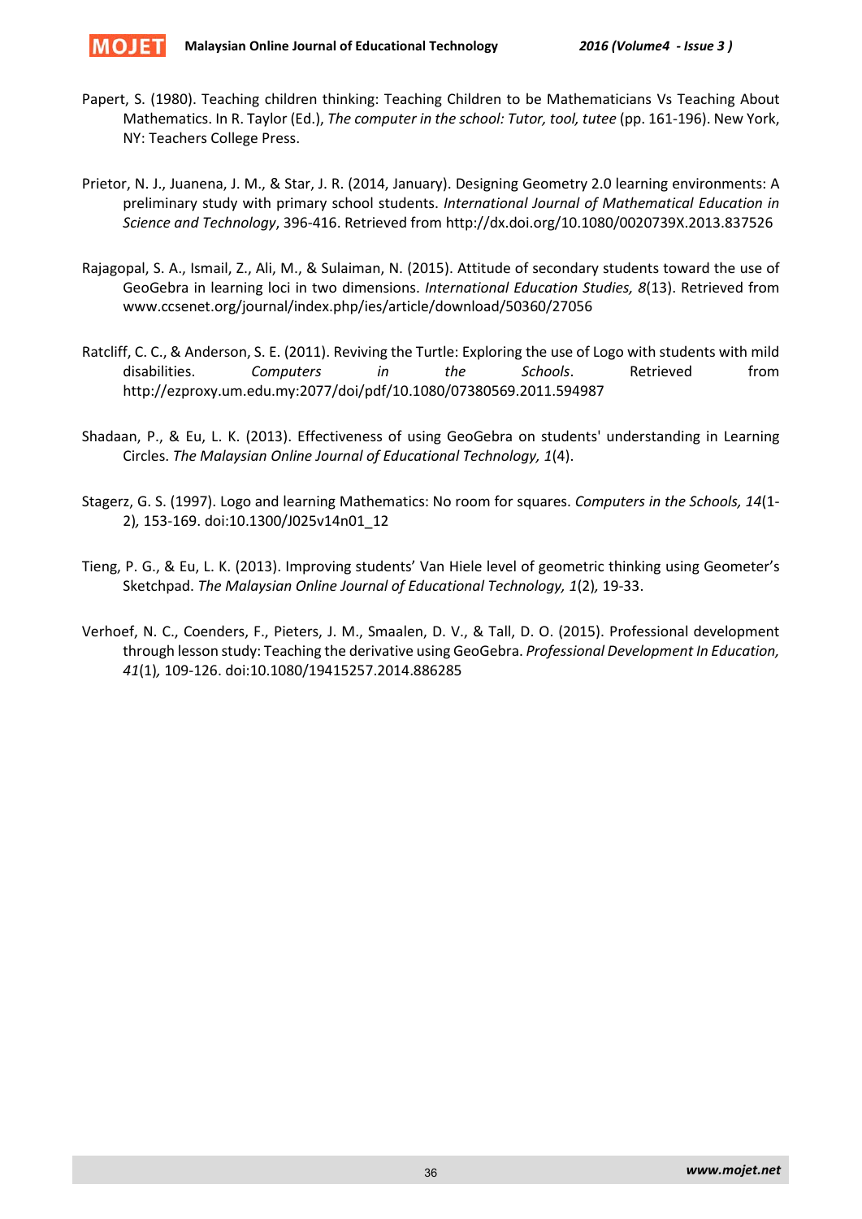Papert, S. (1980). Teaching children thinking: Teaching Children to be Mathematicians Vs Teaching About Mathematics. In R. Taylor (Ed.), *The computer in the school: Tutor, tool, tutee* (pp. 161-196). New York, NY: Teachers College Press.

Prietor, N. J., Juanena, J. M., & Star, J. R. (2014, January). Designing Geometry 2.0 learning environments: A preliminary study with primary school students. *International Journal of Mathematical Education in Science and Technology*, 396-416. Retrieved from http://dx.doi.org/10.1080/0020739X.2013.837526

Rajagopal, S. A., Ismail, Z., Ali, M., & Sulaiman, N. (2015). Attitude of secondary students toward the use of GeoGebra in learning loci in two dimensions. *International Education Studies, 8*(13). Retrieved from www.ccsenet.org/journal/index.php/ies/article/download/50360/27056

Ratcliff, C. C., & Anderson, S. E. (2011). Reviving the Turtle: Exploring the use of Logo with students with mild disabilities. *Computers in the Schools*. Retrieved from http://ezproxy.um.edu.my:2077/doi/pdf/10.1080/07380569.2011.594987

Shadaan, P., & Eu, L. K. (2013). Effectiveness of using GeoGebra on students' understanding in Learning Circles. *The Malaysian Online Journal of Educational Technology, 1*(4).

Stagerz, G. S. (1997). Logo and learning Mathematics: No room for squares. *Computers in the Schools, 14*(1-2)*,* 153-169. doi:10.1300/J025v14n01_12

Tieng, P. G., & Eu, L. K. (2013). Improving students' Van Hiele level of geometric thinking using Geometer's Sketchpad. *The Malaysian Online Journal of Educational Technology, 1*(2)*,* 19-33.

Verhoef, N. C., Coenders, F., Pieters, J. M., Smaalen, D. V., & Tall, D. O. (2015). Professional development through lesson study: Teaching the derivative using GeoGebra. *Professional Development In Education, 41*(1)*,* 109-126. doi:10.1080/19415257.2014.886285